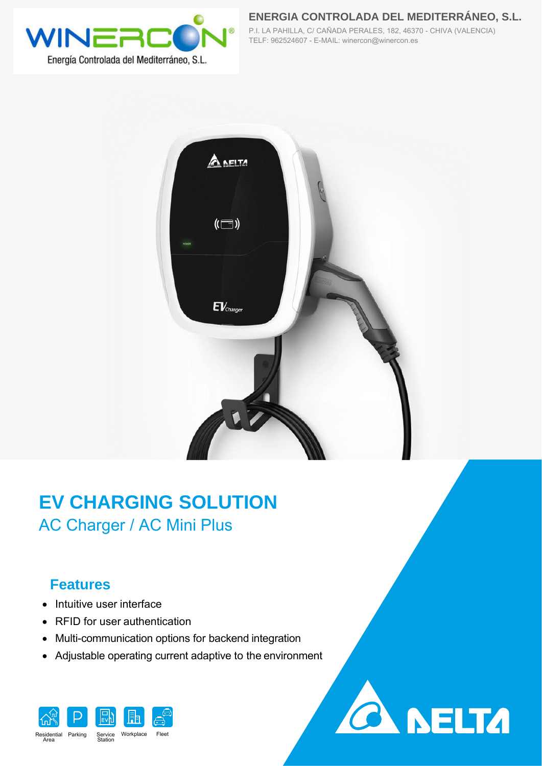**ENERGIA CONTROLADA DEL MEDITERRÁNEO, S.L.**

P.I. LA PAHILLA, C/ CAÑADA PERALES, 182, 46370 - CHIVA (VALENCIA)
TELF: 962524607 - E-MAIL: winercon@winercon.es

# EV CHARGING SOLUTION

## AC Charger / AC Mini Plus

### Features

- Intuitive user interface
- RFID for user authentication
- Multi-communication options for backend integration
- Adjustable operating current adaptive to the environment

Residential Area | Parking | Service Station | Workplace | Fleet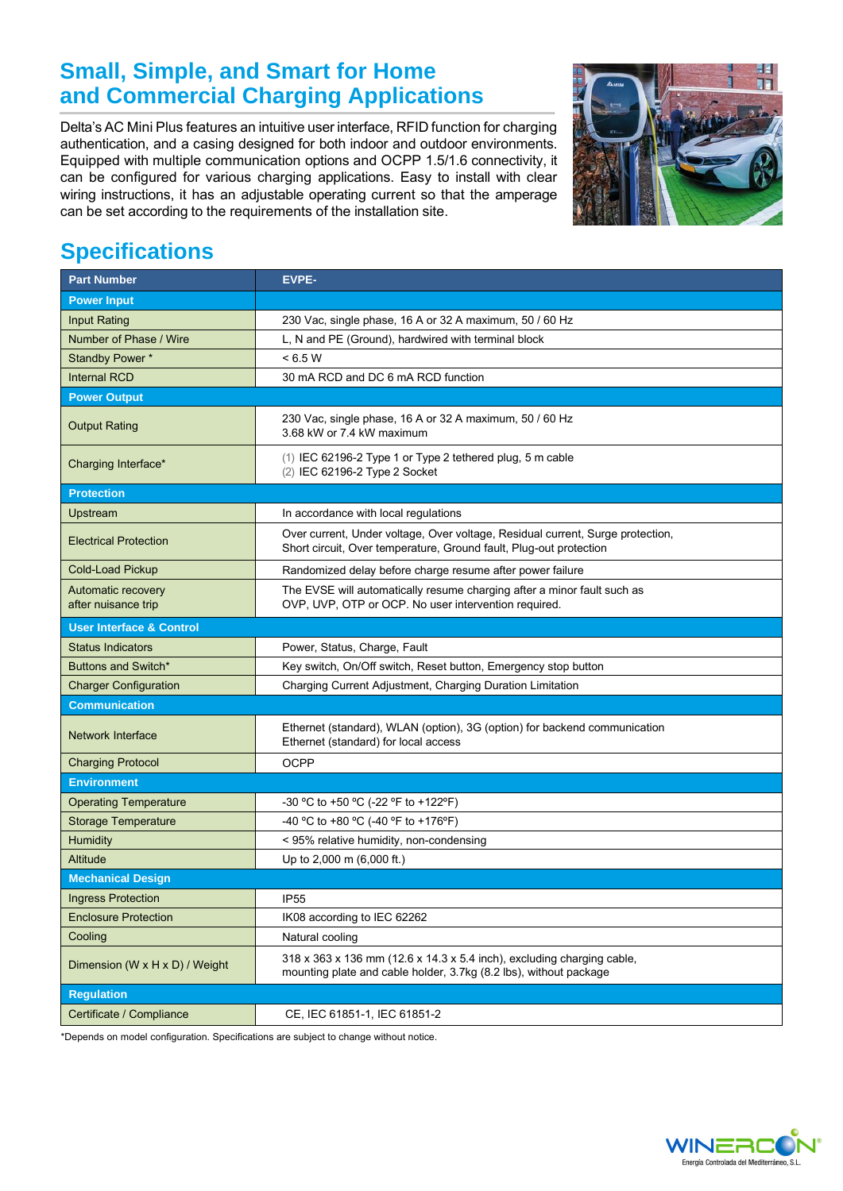## Small, Simple, and Smart for Home and Commercial Charging Applications

Delta's AC Mini Plus features an intuitive user interface, RFID function for charging authentication, and a casing designed for both indoor and outdoor environments. Equipped with multiple communication options and OCPP 1.5/1.6 connectivity, it can be configured for various charging applications. Easy to install with clear wiring instructions, it has an adjustable operating current so that the amperage can be set according to the requirements of the installation site.

## Specifications

| Part Number | EVPE- |
|---|---|
| **Power Input** | |
| Input Rating | 230 Vac, single phase, 16 A or 32 A maximum, 50 / 60 Hz |
| Number of Phase / Wire | L, N and PE (Ground), hardwired with terminal block |
| Standby Power * | < 6.5 W |
| Internal RCD | 30 mA RCD and DC 6 mA RCD function |
| **Power Output** | |
| Output Rating | 230 Vac, single phase, 16 A or 32 A maximum, 50 / 60 Hz<br>3.68 kW or 7.4 kW maximum |
| Charging Interface* | (1) IEC 62196-2 Type 1 or Type 2 tethered plug, 5 m cable<br>(2) IEC 62196-2 Type 2 Socket |
| **Protection** | |
| Upstream | In accordance with local regulations |
| Electrical Protection | Over current, Under voltage, Over voltage, Residual current, Surge protection, Short circuit, Over temperature, Ground fault, Plug-out protection |
| Cold-Load Pickup | Randomized delay before charge resume after power failure |
| Automatic recovery after nuisance trip | The EVSE will automatically resume charging after a minor fault such as OVP, UVP, OTP or OCP. No user intervention required. |
| **User Interface & Control** | |
| Status Indicators | Power, Status, Charge, Fault |
| Buttons and Switch* | Key switch, On/Off switch, Reset button, Emergency stop button |
| Charger Configuration | Charging Current Adjustment, Charging Duration Limitation |
| **Communication** | |
| Network Interface | Ethernet (standard), WLAN (option), 3G (option) for backend communication<br>Ethernet (standard) for local access |
| Charging Protocol | OCPP |
| **Environment** | |
| Operating Temperature | -30 ºC to +50 ºC (-22 ºF to +122ºF) |
| Storage Temperature | -40 ºC to +80 ºC (-40 ºF to +176ºF) |
| Humidity | < 95% relative humidity, non-condensing |
| Altitude | Up to 2,000 m (6,000 ft.) |
| **Mechanical Design** | |
| Ingress Protection | IP55 |
| Enclosure Protection | IK08 according to IEC 62262 |
| Cooling | Natural cooling |
| Dimension (W x H x D) / Weight | 318 x 363 x 136 mm (12.6 x 14.3 x 5.4 inch), excluding charging cable, mounting plate and cable holder, 3.7kg (8.2 lbs), without package |
| **Regulation** | |
| Certificate / Compliance | CE, IEC 61851-1, IEC 61851-2 |

*Depends on model configuration. Specifications are subject to change without notice.

WINERCON
Energía Controlada del Mediterráneo, S.L.